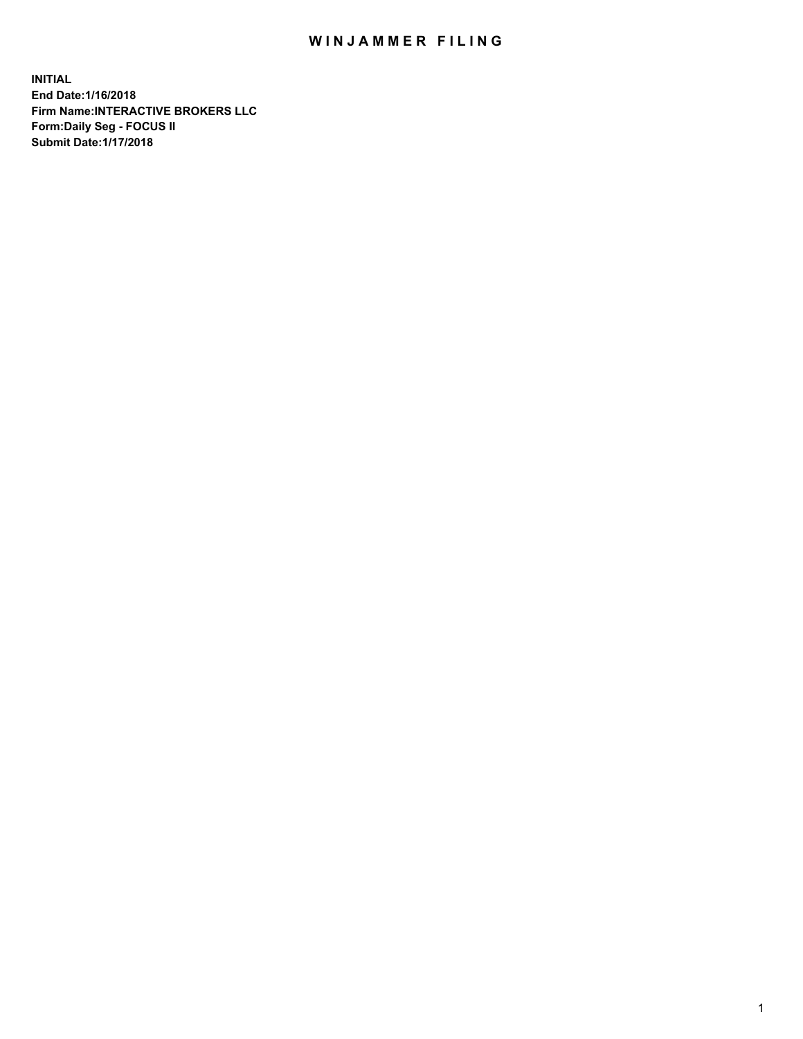# WINJAMMER FILING

**INITIAL**
**End Date:1/16/2018**
**Firm Name:INTERACTIVE BROKERS LLC**
**Form:Daily Seg - FOCUS II**
**Submit Date:1/17/2018**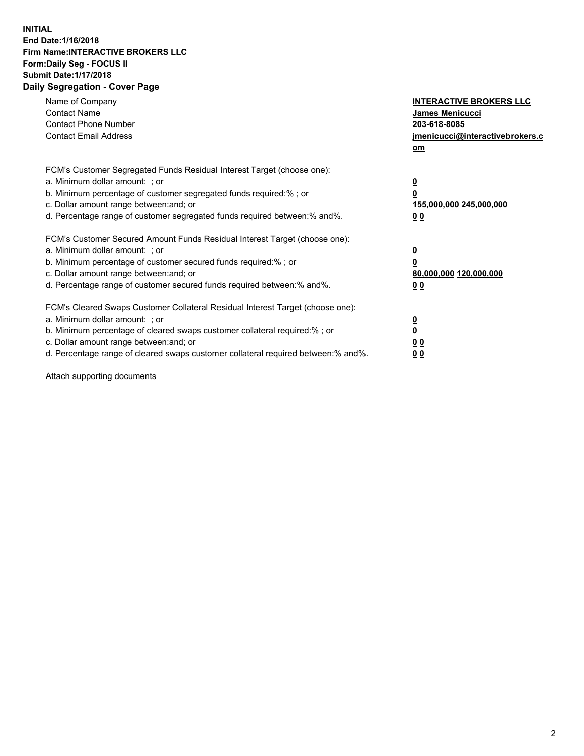**INITIAL**
**End Date:1/16/2018**
**Firm Name:INTERACTIVE BROKERS LLC**
**Form:Daily Seg - FOCUS II**
**Submit Date:1/17/2018**
**Daily Segregation - Cover Page**

| | |
|---|---|
| Name of Company | **INTERACTIVE BROKERS LLC** |
| Contact Name | **James Menicucci** |
| Contact Phone Number | **203-618-8085** |
| Contact Email Address | **jmenicucci@interactivebrokers.com** |

FCM's Customer Segregated Funds Residual Interest Target (choose one):

| | |
|---|---|
| a. Minimum dollar amount: ; or | **0** |
| b. Minimum percentage of customer segregated funds required:% ; or | **0** |
| c. Dollar amount range between:and; or | **155,000,000 245,000,000** |
| d. Percentage range of customer segregated funds required between:% and%. | **0 0** |

FCM's Customer Secured Amount Funds Residual Interest Target (choose one):

| | |
|---|---|
| a. Minimum dollar amount: ; or | **0** |
| b. Minimum percentage of customer secured funds required:% ; or | **0** |
| c. Dollar amount range between:and; or | **80,000,000 120,000,000** |
| d. Percentage range of customer secured funds required between:% and%. | **0 0** |

FCM's Cleared Swaps Customer Collateral Residual Interest Target (choose one):

| | |
|---|---|
| a. Minimum dollar amount: ; or | **0** |
| b. Minimum percentage of cleared swaps customer collateral required:% ; or | **0** |
| c. Dollar amount range between:and; or | **0 0** |
| d. Percentage range of cleared swaps customer collateral required between:% and%. | **0 0** |

Attach supporting documents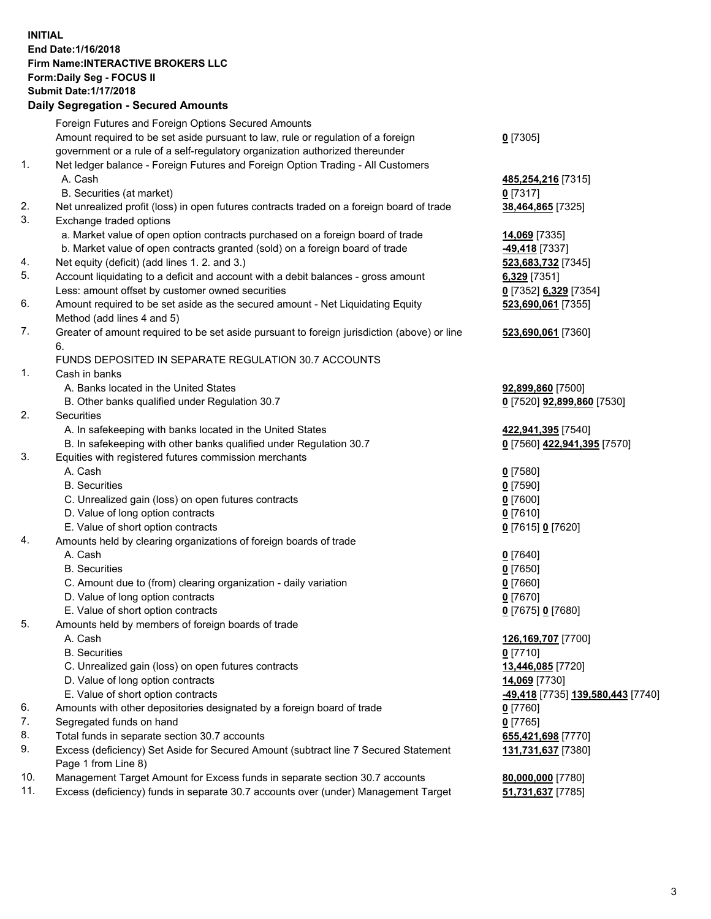**INITIAL**
**End Date:1/16/2018**
**Firm Name:INTERACTIVE BROKERS LLC**
**Form:Daily Seg - FOCUS II**
**Submit Date:1/17/2018**
**Daily Segregation - Secured Amounts**

| | | |
|---|---|---|
| | Foreign Futures and Foreign Options Secured Amounts | |
| | Amount required to be set aside pursuant to law, rule or regulation of a foreign government or a rule of a self-regulatory organization authorized thereunder | **0** [7305] |
| 1. | Net ledger balance - Foreign Futures and Foreign Option Trading - All Customers | |
| | A. Cash | **485,254,216** [7315] |
| | B. Securities (at market) | **0** [7317] |
| 2. | Net unrealized profit (loss) in open futures contracts traded on a foreign board of trade | **38,464,865** [7325] |
| 3. | Exchange traded options | |
| | a. Market value of open option contracts purchased on a foreign board of trade | **14,069** [7335] |
| | b. Market value of open contracts granted (sold) on a foreign board of trade | **-49,418** [7337] |
| 4. | Net equity (deficit) (add lines 1. 2. and 3.) | **523,683,732** [7345] |
| 5. | Account liquidating to a deficit and account with a debit balances - gross amount | **6,329** [7351] |
| | Less: amount offset by customer owned securities | **0** [7352] **6,329** [7354] |
| 6. | Amount required to be set aside as the secured amount - Net Liquidating Equity Method (add lines 4 and 5) | **523,690,061** [7355] |
| 7. | Greater of amount required to be set aside pursuant to foreign jurisdiction (above) or line 6. | **523,690,061** [7360] |
| | FUNDS DEPOSITED IN SEPARATE REGULATION 30.7 ACCOUNTS | |
| 1. | Cash in banks | |
| | A. Banks located in the United States | **92,899,860** [7500] |
| | B. Other banks qualified under Regulation 30.7 | **0** [7520] **92,899,860** [7530] |
| 2. | Securities | |
| | A. In safekeeping with banks located in the United States | **422,941,395** [7540] |
| | B. In safekeeping with other banks qualified under Regulation 30.7 | **0** [7560] **422,941,395** [7570] |
| 3. | Equities with registered futures commission merchants | |
| | A. Cash | **0** [7580] |
| | B. Securities | **0** [7590] |
| | C. Unrealized gain (loss) on open futures contracts | **0** [7600] |
| | D. Value of long option contracts | **0** [7610] |
| | E. Value of short option contracts | **0** [7615] **0** [7620] |
| 4. | Amounts held by clearing organizations of foreign boards of trade | |
| | A. Cash | **0** [7640] |
| | B. Securities | **0** [7650] |
| | C. Amount due to (from) clearing organization - daily variation | **0** [7660] |
| | D. Value of long option contracts | **0** [7670] |
| | E. Value of short option contracts | **0** [7675] **0** [7680] |
| 5. | Amounts held by members of foreign boards of trade | |
| | A. Cash | **126,169,707** [7700] |
| | B. Securities | **0** [7710] |
| | C. Unrealized gain (loss) on open futures contracts | **13,446,085** [7720] |
| | D. Value of long option contracts | **14,069** [7730] |
| | E. Value of short option contracts | **-49,418** [7735] **139,580,443** [7740] |
| 6. | Amounts with other depositories designated by a foreign board of trade | **0** [7760] |
| 7. | Segregated funds on hand | **0** [7765] |
| 8. | Total funds in separate section 30.7 accounts | **655,421,698** [7770] |
| 9. | Excess (deficiency) Set Aside for Secured Amount (subtract line 7 Secured Statement Page 1 from Line 8) | **131,731,637** [7380] |
| 10. | Management Target Amount for Excess funds in separate section 30.7 accounts | **80,000,000** [7780] |
| 11. | Excess (deficiency) funds in separate 30.7 accounts over (under) Management Target | **51,731,637** [7785] |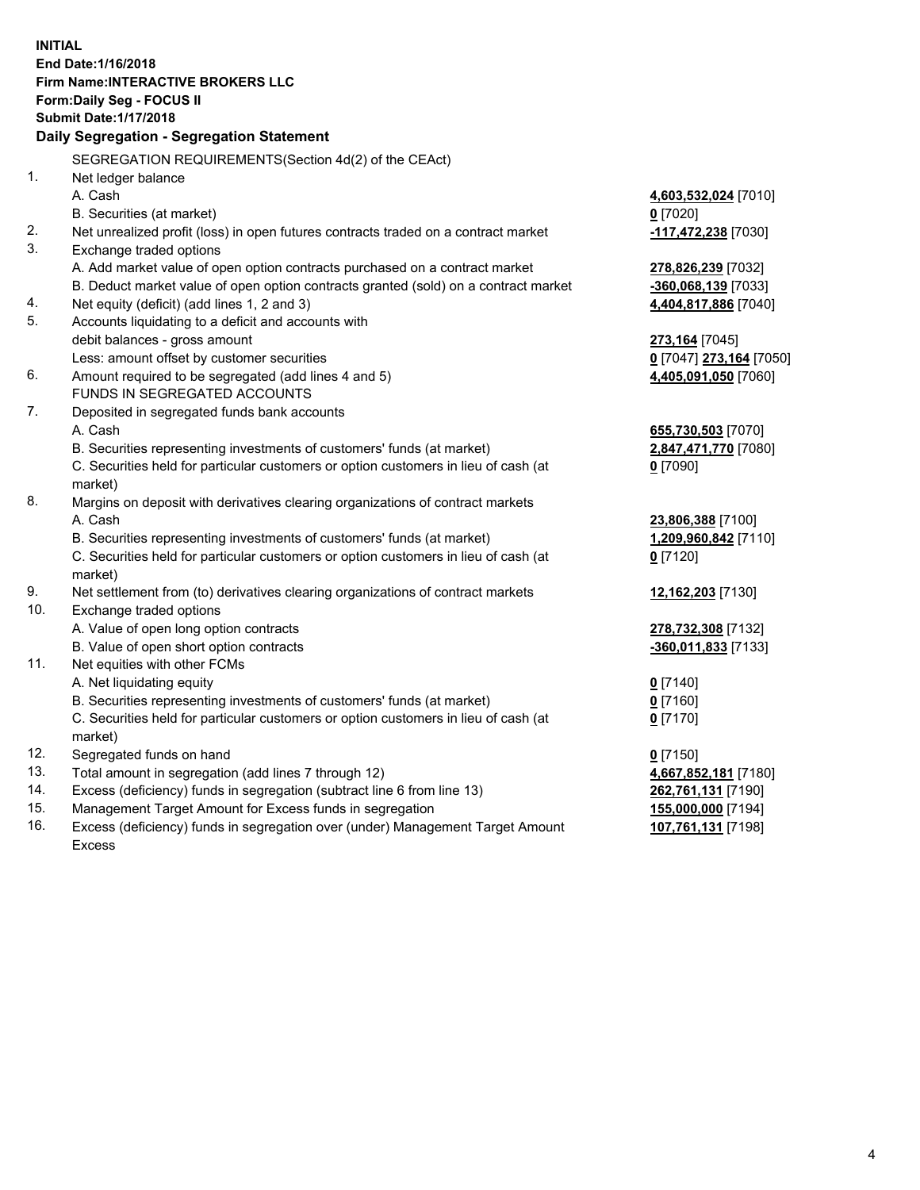**INITIAL**
**End Date:1/16/2018**
**Firm Name:INTERACTIVE BROKERS LLC**
**Form:Daily Seg - FOCUS II**
**Submit Date:1/17/2018**

## Daily Segregation - Segregation Statement

SEGREGATION REQUIREMENTS(Section 4d(2) of the CEAct)

| | | |
|---|---|---|
| 1. | Net ledger balance | |
| | A. Cash | **4,603,532,024** [7010] |
| | B. Securities (at market) | **0** [7020] |
| 2. | Net unrealized profit (loss) in open futures contracts traded on a contract market | **-117,472,238** [7030] |
| 3. | Exchange traded options | |
| | A. Add market value of open option contracts purchased on a contract market | **278,826,239** [7032] |
| | B. Deduct market value of open option contracts granted (sold) on a contract market | **-360,068,139** [7033] |
| 4. | Net equity (deficit) (add lines 1, 2 and 3) | **4,404,817,886** [7040] |
| 5. | Accounts liquidating to a deficit and accounts with debit balances - gross amount | **273,164** [7045] |
| | Less: amount offset by customer securities | **0** [7047] **273,164** [7050] |
| 6. | Amount required to be segregated (add lines 4 and 5) | **4,405,091,050** [7060] |
| | FUNDS IN SEGREGATED ACCOUNTS | |
| 7. | Deposited in segregated funds bank accounts | |
| | A. Cash | **655,730,503** [7070] |
| | B. Securities representing investments of customers' funds (at market) | **2,847,471,770** [7080] |
| | C. Securities held for particular customers or option customers in lieu of cash (at market) | **0** [7090] |
| 8. | Margins on deposit with derivatives clearing organizations of contract markets | |
| | A. Cash | **23,806,388** [7100] |
| | B. Securities representing investments of customers' funds (at market) | **1,209,960,842** [7110] |
| | C. Securities held for particular customers or option customers in lieu of cash (at market) | **0** [7120] |
| 9. | Net settlement from (to) derivatives clearing organizations of contract markets | **12,162,203** [7130] |
| 10. | Exchange traded options | |
| | A. Value of open long option contracts | **278,732,308** [7132] |
| | B. Value of open short option contracts | **-360,011,833** [7133] |
| 11. | Net equities with other FCMs | |
| | A. Net liquidating equity | **0** [7140] |
| | B. Securities representing investments of customers' funds (at market) | **0** [7160] |
| | C. Securities held for particular customers or option customers in lieu of cash (at market) | **0** [7170] |
| 12. | Segregated funds on hand | **0** [7150] |
| 13. | Total amount in segregation (add lines 7 through 12) | **4,667,852,181** [7180] |
| 14. | Excess (deficiency) funds in segregation (subtract line 6 from line 13) | **262,761,131** [7190] |
| 15. | Management Target Amount for Excess funds in segregation | **155,000,000** [7194] |
| 16. | Excess (deficiency) funds in segregation over (under) Management Target Amount Excess | **107,761,131** [7198] |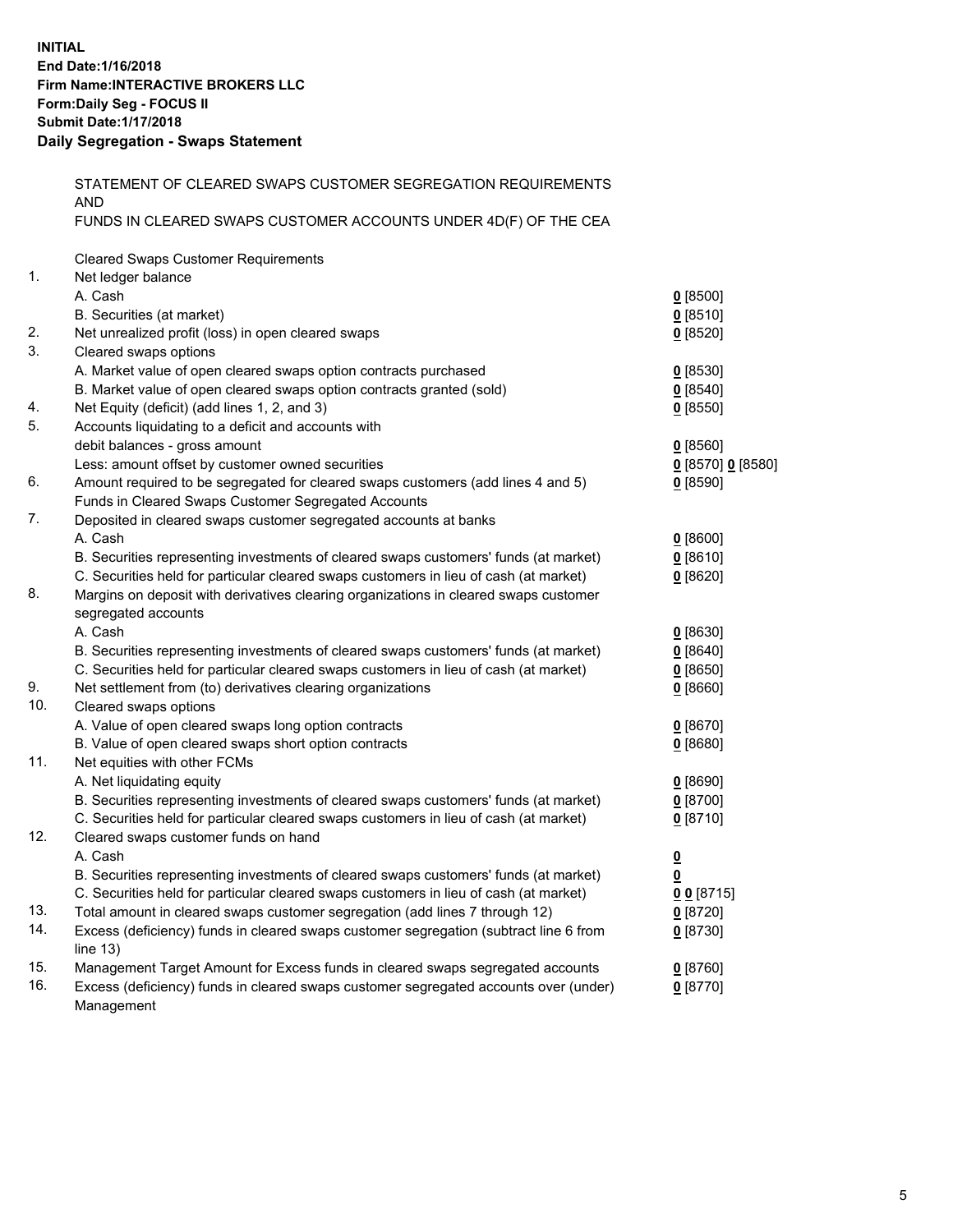**INITIAL**
**End Date:1/16/2018**
**Firm Name:INTERACTIVE BROKERS LLC**
**Form:Daily Seg - FOCUS II**
**Submit Date:1/17/2018**
**Daily Segregation - Swaps Statement**

STATEMENT OF CLEARED SWAPS CUSTOMER SEGREGATION REQUIREMENTS AND FUNDS IN CLEARED SWAPS CUSTOMER ACCOUNTS UNDER 4D(F) OF THE CEA

| | | |
|---|---|---|
| | Cleared Swaps Customer Requirements | |
| 1. | Net ledger balance | |
| | A. Cash | 0 [8500] |
| | B. Securities (at market) | 0 [8510] |
| 2. | Net unrealized profit (loss) in open cleared swaps | 0 [8520] |
| 3. | Cleared swaps options | |
| | A. Market value of open cleared swaps option contracts purchased | 0 [8530] |
| | B. Market value of open cleared swaps option contracts granted (sold) | 0 [8540] |
| 4. | Net Equity (deficit) (add lines 1, 2, and 3) | 0 [8550] |
| 5. | Accounts liquidating to a deficit and accounts with debit balances - gross amount | 0 [8560] |
| | Less: amount offset by customer owned securities | 0 [8570] 0 [8580] |
| 6. | Amount required to be segregated for cleared swaps customers (add lines 4 and 5) | 0 [8590] |
| | Funds in Cleared Swaps Customer Segregated Accounts | |
| 7. | Deposited in cleared swaps customer segregated accounts at banks | |
| | A. Cash | 0 [8600] |
| | B. Securities representing investments of cleared swaps customers' funds (at market) | 0 [8610] |
| | C. Securities held for particular cleared swaps customers in lieu of cash (at market) | 0 [8620] |
| 8. | Margins on deposit with derivatives clearing organizations in cleared swaps customer segregated accounts | |
| | A. Cash | 0 [8630] |
| | B. Securities representing investments of cleared swaps customers' funds (at market) | 0 [8640] |
| | C. Securities held for particular cleared swaps customers in lieu of cash (at market) | 0 [8650] |
| 9. | Net settlement from (to) derivatives clearing organizations | 0 [8660] |
| 10. | Cleared swaps options | |
| | A. Value of open cleared swaps long option contracts | 0 [8670] |
| | B. Value of open cleared swaps short option contracts | 0 [8680] |
| 11. | Net equities with other FCMs | |
| | A. Net liquidating equity | 0 [8690] |
| | B. Securities representing investments of cleared swaps customers' funds (at market) | 0 [8700] |
| | C. Securities held for particular cleared swaps customers in lieu of cash (at market) | 0 [8710] |
| 12. | Cleared swaps customer funds on hand | |
| | A. Cash | 0 |
| | B. Securities representing investments of cleared swaps customers' funds (at market) | 0 |
| | C. Securities held for particular cleared swaps customers in lieu of cash (at market) | 0 0 [8715] |
| 13. | Total amount in cleared swaps customer segregation (add lines 7 through 12) | 0 [8720] |
| 14. | Excess (deficiency) funds in cleared swaps customer segregation (subtract line 6 from line 13) | 0 [8730] |
| 15. | Management Target Amount for Excess funds in cleared swaps segregated accounts | 0 [8760] |
| 16. | Excess (deficiency) funds in cleared swaps customer segregated accounts over (under) Management | 0 [8770] |